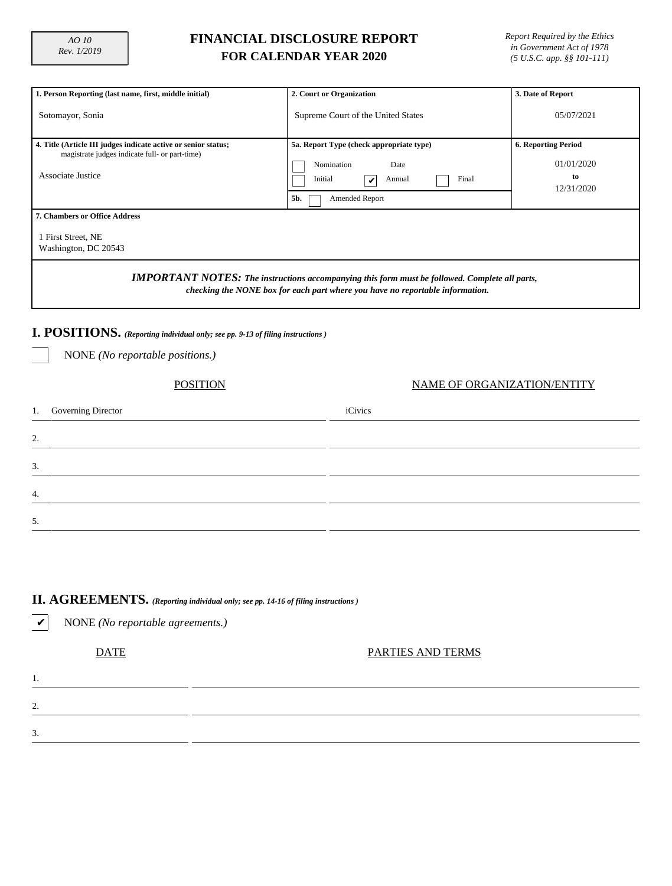AO 10
Rev. 1/2019

# FINANCIAL DISCLOSURE REPORT FOR CALENDAR YEAR 2020

*Report Required by the Ethics in Government Act of 1978 (5 U.S.C. app. §§ 101-111)*

| 1. Person Reporting (last name, first, middle initial) | 2. Court or Organization | 3. Date of Report |
|---|---|---|
| Sotomayor, Sonia | Supreme Court of the United States | 05/07/2021 |

| 4. Title (Article III judges indicate active or senior status; magistrate judges indicate full- or part-time) | 5a. Report Type (check appropriate type) | 6. Reporting Period |
|---|---|---|
| Associate Justice | ☐ Nomination Date<br>☐ Initial ☑ Annual ☐ Final<br>5b. ☐ Amended Report | 01/01/2020 to 12/31/2020 |

**7. Chambers or Office Address**

1 First Street, NE
Washington, DC 20543

***IMPORTANT NOTES:*** ***The instructions accompanying this form must be followed. Complete all parts, checking the NONE box for each part where you have no reportable information.***

## I. POSITIONS. *(Reporting individual only; see pp. 9-13 of filing instructions )*

☐ NONE *(No reportable positions.)*

| | POSITION | NAME OF ORGANIZATION/ENTITY |
|---|---|---|
| 1. | Governing Director | iCivics |
| 2. | | |
| 3. | | |
| 4. | | |
| 5. | | |

## II. AGREEMENTS. *(Reporting individual only; see pp. 14-16 of filing instructions )*

☑ NONE *(No reportable agreements.)*

| | DATE | PARTIES AND TERMS |
|---|---|---|
| 1. | | |
| 2. | | |
| 3. | | |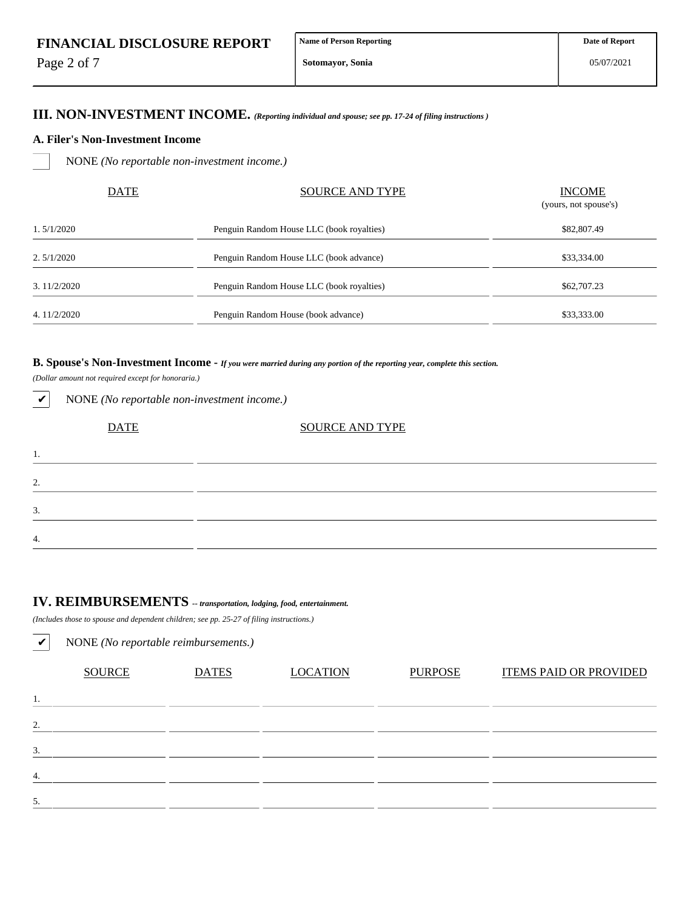| FINANCIAL DISCLOSURE REPORT | Name of Person Reporting | Date of Report |
| --- | --- | --- |
| | Sotomayor, Sonia | 05/07/2021 |

## III. NON-INVESTMENT INCOME. *(Reporting individual and spouse; see pp. 17-24 of filing instructions )*

### A. Filer's Non-Investment Income

☐ NONE *(No reportable non-investment income.)*

| | DATE | SOURCE AND TYPE | INCOME (yours, not spouse's) |
| --- | --- | --- | --- |
| 1. | 5/1/2020 | Penguin Random House LLC (book royalties) | $82,807.49 |
| 2. | 5/1/2020 | Penguin Random House LLC (book advance) | $33,334.00 |
| 3. | 11/2/2020 | Penguin Random House LLC (book royalties) | $62,707.23 |
| 4. | 11/2/2020 | Penguin Random House (book advance) | $33,333.00 |

### B. Spouse's Non-Investment Income - *If you were married during any portion of the reporting year, complete this section.*

*(Dollar amount not required except for honoraria.)*

✔ NONE *(No reportable non-investment income.)*

| | DATE | SOURCE AND TYPE |
| --- | --- | --- |
| 1. | | |
| 2. | | |
| 3. | | |
| 4. | | |

## IV. REIMBURSEMENTS *-- transportation, lodging, food, entertainment.*

*(Includes those to spouse and dependent children; see pp. 25-27 of filing instructions.)*

✔ NONE *(No reportable reimbursements.)*

| | SOURCE | DATES | LOCATION | PURPOSE | ITEMS PAID OR PROVIDED |
| --- | --- | --- | --- | --- | --- |
| 1. | | | | | |
| 2. | | | | | |
| 3. | | | | | |
| 4. | | | | | |
| 5. | | | | | |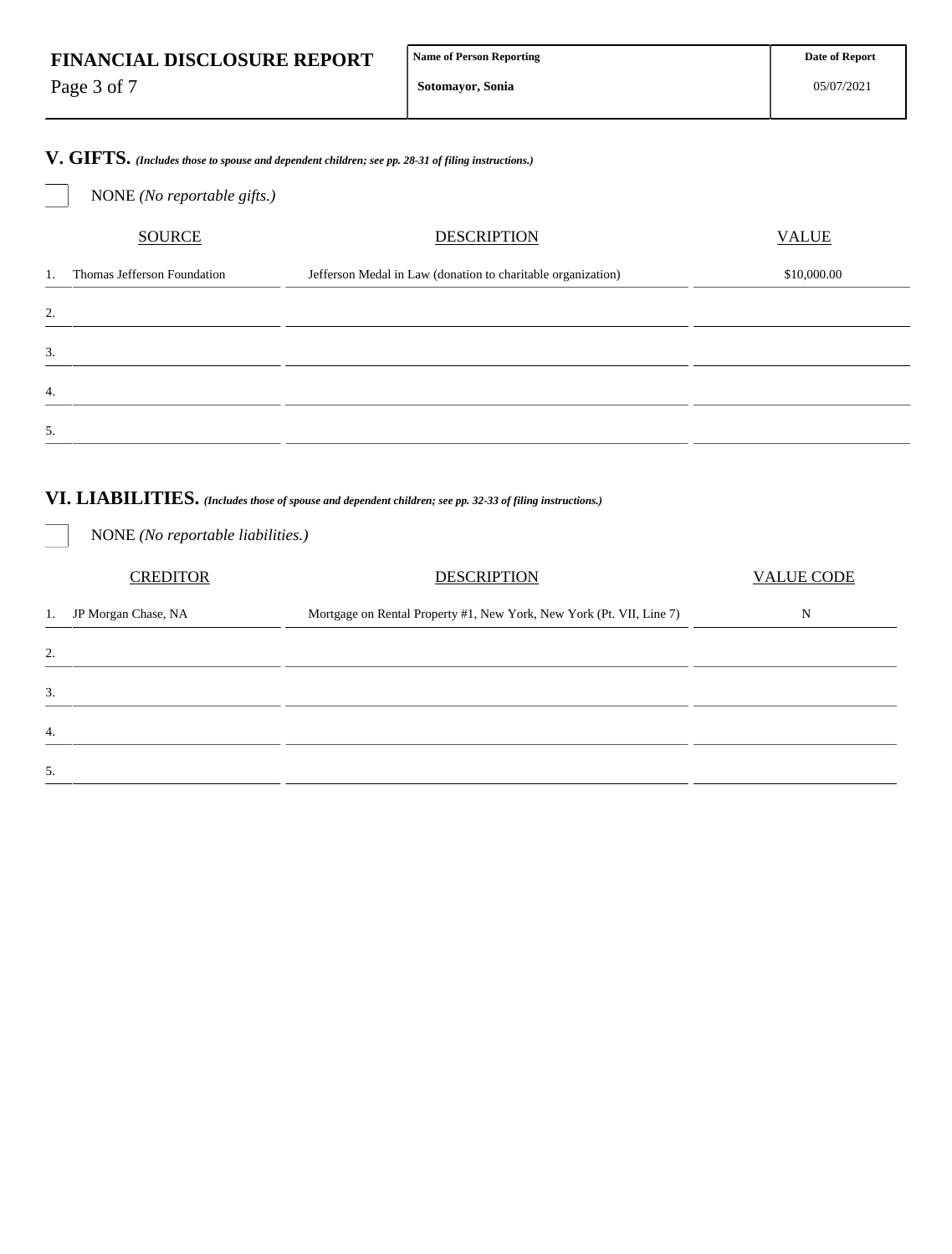## V. GIFTS. *(Includes those to spouse and dependent children; see pp. 28-31 of filing instructions.)*

☐ NONE *(No reportable gifts.)*

| | SOURCE | DESCRIPTION | VALUE |
|---|---|---|---|
| 1. | Thomas Jefferson Foundation | Jefferson Medal in Law (donation to charitable organization) | $10,000.00 |
| 2. | | | |
| 3. | | | |
| 4. | | | |
| 5. | | | |

## VI. LIABILITIES. *(Includes those of spouse and dependent children; see pp. 32-33 of filing instructions.)*

☐ NONE *(No reportable liabilities.)*

| | CREDITOR | DESCRIPTION | VALUE CODE |
|---|---|---|---|
| 1. | JP Morgan Chase, NA | Mortgage on Rental Property #1, New York, New York (Pt. VII, Line 7) | N |
| 2. | | | |
| 3. | | | |
| 4. | | | |
| 5. | | | |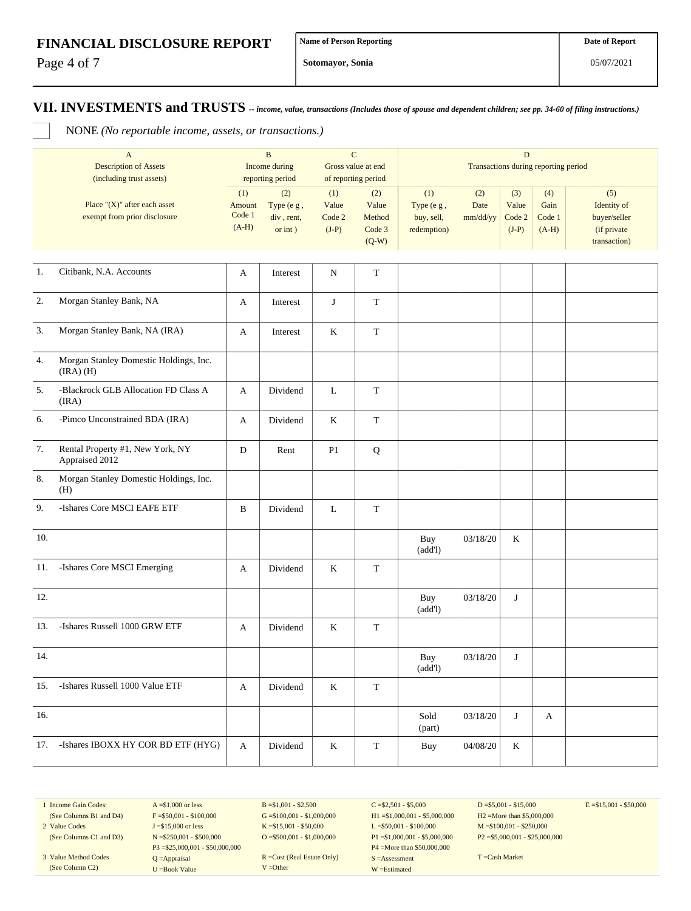# FINANCIAL DISCLOSURE REPORT

| Name of Person Reporting | Date of Report |
|---|---|
| Sotomayor, Sonia | 05/07/2021 |

## VII. INVESTMENTS and TRUSTS -- *income, value, transactions (Includes those of spouse and dependent children; see pp. 34-60 of filing instructions.)*

☐ NONE *(No reportable income, assets, or transactions.)*

| | A<br>Description of Assets<br>(including trust assets) | B<br>Income during<br>reporting period | | C<br>Gross value at end<br>of reporting period | | D<br>Transactions during reporting period | | | | |
|---|---|---|---|---|---|---|---|---|---|---|
| | Place "(X)" after each asset exempt from prior disclosure | (1)<br>Amount Code 1 (A-H) | (2)<br>Type (e g , div , rent, or int ) | (1)<br>Value Code 2 (J-P) | (2)<br>Value Method Code 3 (Q-W) | (1)<br>Type (e g , buy, sell, redemption) | (2)<br>Date mm/dd/yy | (3)<br>Value Code 2 (J-P) | (4)<br>Gain Code 1 (A-H) | (5)<br>Identity of buyer/seller (if private transaction) |
| 1. | Citibank, N.A. Accounts | A | Interest | N | T | | | | | |
| 2. | Morgan Stanley Bank, NA | A | Interest | J | T | | | | | |
| 3. | Morgan Stanley Bank, NA (IRA) | A | Interest | K | T | | | | | |
| 4. | Morgan Stanley Domestic Holdings, Inc. (IRA) (H) | | | | | | | | | |
| 5. | -Blackrock GLB Allocation FD Class A (IRA) | A | Dividend | L | T | | | | | |
| 6. | -Pimco Unconstrained BDA (IRA) | A | Dividend | K | T | | | | | |
| 7. | Rental Property #1, New York, NY Appraised 2012 | D | Rent | P1 | Q | | | | | |
| 8. | Morgan Stanley Domestic Holdings, Inc. (H) | | | | | | | | | |
| 9. | -Ishares Core MSCI EAFE ETF | B | Dividend | L | T | | | | | |
| 10. | | | | | | Buy (add'l) | 03/18/20 | K | | |
| 11. | -Ishares Core MSCI Emerging | A | Dividend | K | T | | | | | |
| 12. | | | | | | Buy (add'l) | 03/18/20 | J | | |
| 13. | -Ishares Russell 1000 GRW ETF | A | Dividend | K | T | | | | | |
| 14. | | | | | | Buy (add'l) | 03/18/20 | J | | |
| 15. | -Ishares Russell 1000 Value ETF | A | Dividend | K | T | | | | | |
| 16. | | | | | | Sold (part) | 03/18/20 | J | A | |
| 17. | -Ishares IBOXX HY COR BD ETF (HYG) | A | Dividend | K | T | Buy | 04/08/20 | K | | |

| | | | | | |
|---|---|---|---|---|---|
| 1 Income Gain Codes: (See Columns B1 and D4) | A =$1,000 or less<br>F =$50,001 - $100,000 | B =$1,001 - $2,500<br>G =$100,001 - $1,000,000 | C =$2,501 - $5,000<br>H1 =$1,000,001 - $5,000,000 | D =$5,001 - $15,000<br>H2 =More than $5,000,000 | E =$15,001 - $50,000 |
| 2 Value Codes (See Columns C1 and D3) | J =$15,000 or less<br>N =$250,001 - $500,000<br>P3 =$25,000,001 - $50,000,000 | K =$15,001 - $50,000<br>O =$500,001 - $1,000,000 | L =$50,001 - $100,000<br>P1 =$1,000,001 - $5,000,000<br>P4 =More than $50,000,000 | M =$100,001 - $250,000<br>P2 =$5,000,001 - $25,000,000 | |
| 3 Value Method Codes (See Column C2) | Q =Appraisal<br>U =Book Value | R =Cost (Real Estate Only)<br>V =Other | S =Assessment<br>W =Estimated | T =Cash Market | |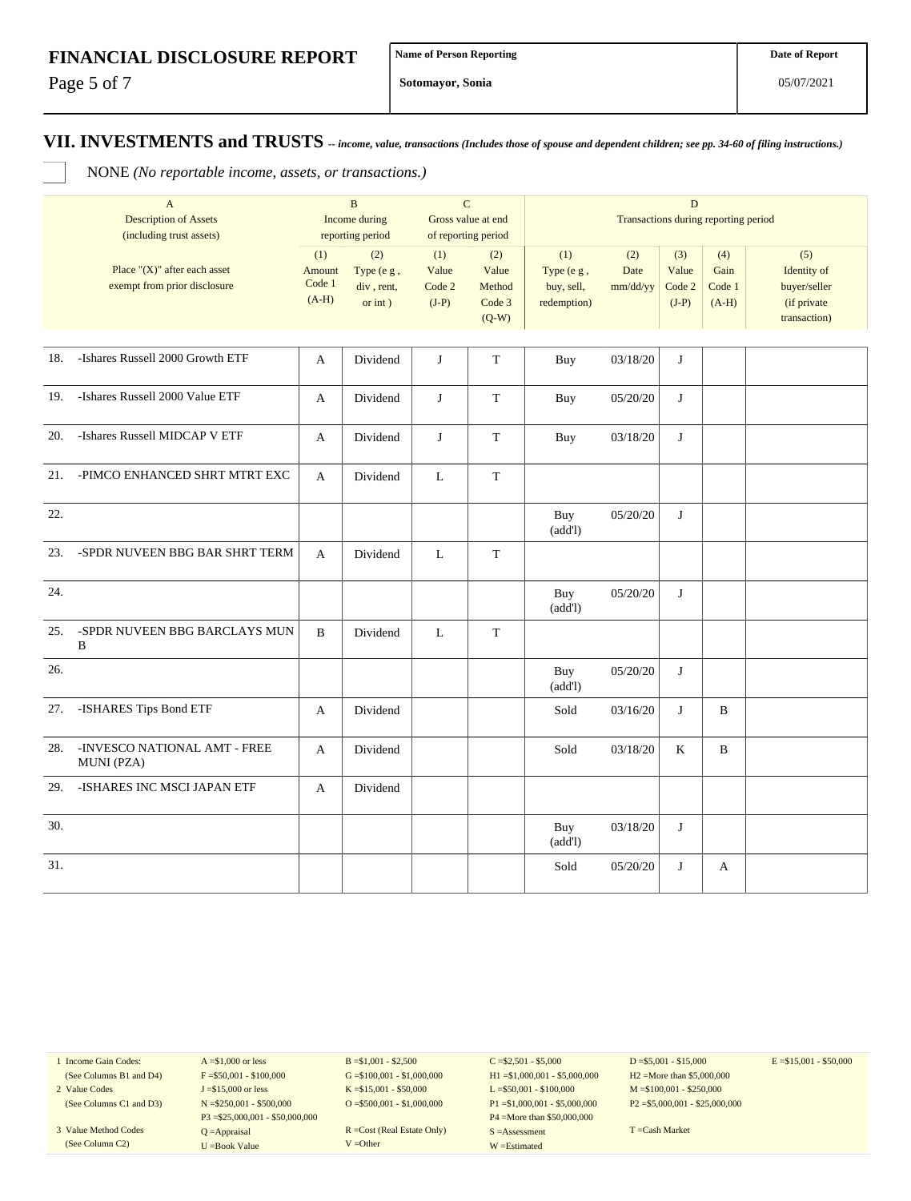# FINANCIAL DISCLOSURE REPORT

| Name of Person Reporting | Date of Report |
|---|---|
| Sotomayor, Sonia | 05/07/2021 |

## VII. INVESTMENTS and TRUSTS *-- income, value, transactions (Includes those of spouse and dependent children; see pp. 34-60 of filing instructions.)*

☐ NONE *(No reportable income, assets, or transactions.)*

| | A Description of Assets (including trust assets) | B Income during reporting period | | C Gross value at end of reporting period | | D Transactions during reporting period | | | | |
|---|---|---|---|---|---|---|---|---|---|---|
| | Place "(X)" after each asset exempt from prior disclosure | (1) Amount Code 1 (A-H) | (2) Type (e g , div , rent, or int ) | (1) Value Code 2 (J-P) | (2) Value Method Code 3 (Q-W) | (1) Type (e g , buy, sell, redemption) | (2) Date mm/dd/yy | (3) Value Code 2 (J-P) | (4) Gain Code 1 (A-H) | (5) Identity of buyer/seller (if private transaction) |
| 18. | -Ishares Russell 2000 Growth ETF | A | Dividend | J | T | Buy | 03/18/20 | J | | |
| 19. | -Ishares Russell 2000 Value ETF | A | Dividend | J | T | Buy | 05/20/20 | J | | |
| 20. | -Ishares Russell MIDCAP V ETF | A | Dividend | J | T | Buy | 03/18/20 | J | | |
| 21. | -PIMCO ENHANCED SHRT MTRT EXC | A | Dividend | L | T | | | | | |
| 22. | | | | | | Buy (add'l) | 05/20/20 | J | | |
| 23. | -SPDR NUVEEN BBG BAR SHRT TERM | A | Dividend | L | T | | | | | |
| 24. | | | | | | Buy (add'l) | 05/20/20 | J | | |
| 25. | -SPDR NUVEEN BBG BARCLAYS MUN B | B | Dividend | L | T | | | | | |
| 26. | | | | | | Buy (add'l) | 05/20/20 | J | | |
| 27. | -ISHARES Tips Bond ETF | A | Dividend | | | Sold | 03/16/20 | J | B | |
| 28. | -INVESCO NATIONAL AMT - FREE MUNI (PZA) | A | Dividend | | | Sold | 03/18/20 | K | B | |
| 29. | -ISHARES INC MSCI JAPAN ETF | A | Dividend | | | | | | | |
| 30. | | | | | | Buy (add'l) | 03/18/20 | J | | |
| 31. | | | | | | Sold | 05/20/20 | J | A | |

1 Income Gain Codes: (See Columns B1 and D4) A =$1,000 or less; B =$1,001 - $2,500; C =$2,501 - $5,000; D =$5,001 - $15,000; E =$15,001 - $50,000; F =$50,001 - $100,000; G =$100,001 - $1,000,000; H1 =$1,000,001 - $5,000,000; H2 =More than $5,000,000

2 Value Codes (See Columns C1 and D3) J =$15,000 or less; K =$15,001 - $50,000; L =$50,001 - $100,000; M =$100,001 - $250,000; N =$250,001 - $500,000; O =$500,001 - $1,000,000; P1 =$1,000,001 - $5,000,000; P2 =$5,000,001 - $25,000,000; P3 =$25,000,001 - $50,000,000; P4 =More than $50,000,000

3 Value Method Codes (See Column C2) Q =Appraisal; R =Cost (Real Estate Only); S =Assessment; T =Cash Market; U =Book Value; V =Other; W =Estimated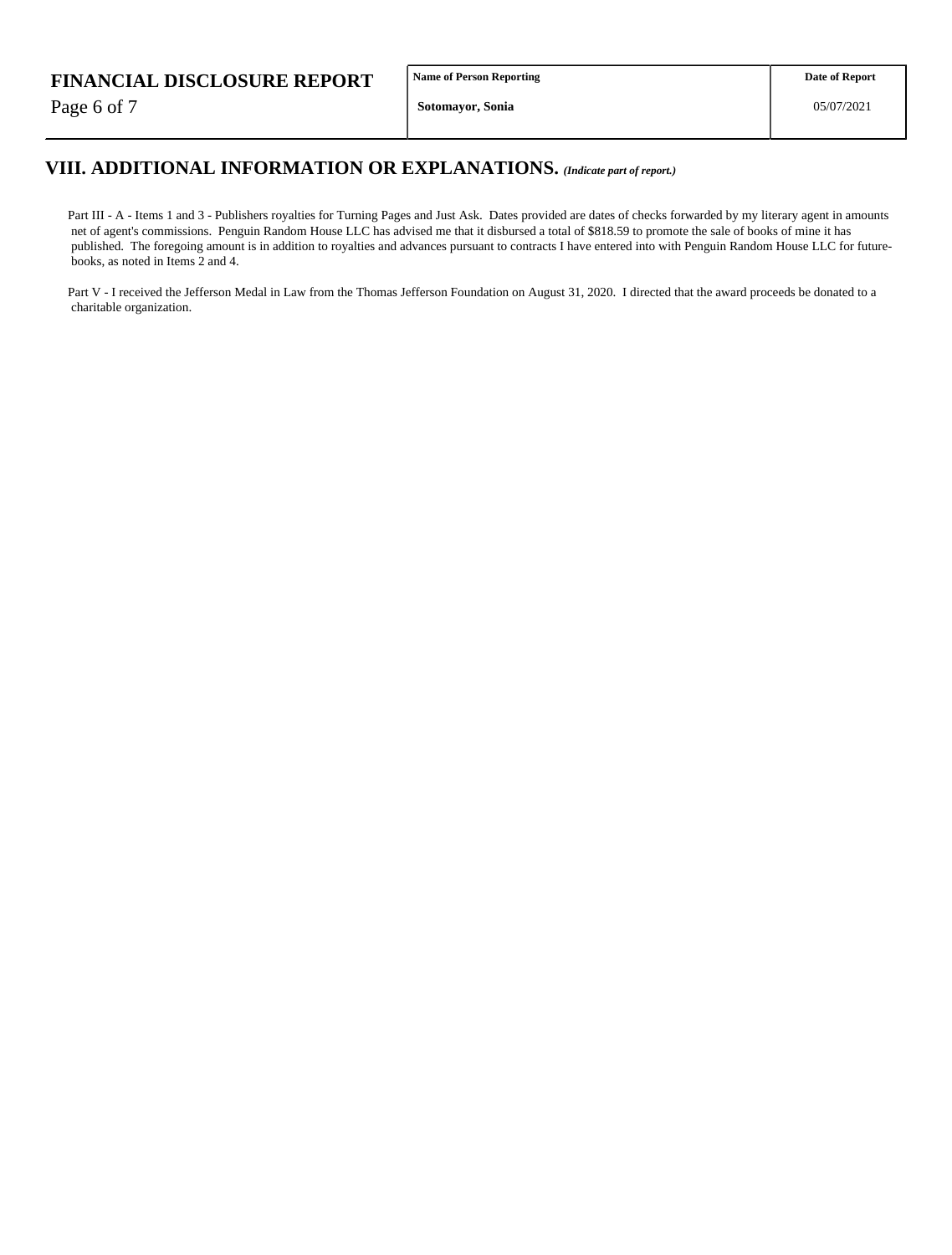## VIII. ADDITIONAL INFORMATION OR EXPLANATIONS. *(Indicate part of report.)*

Part III - A - Items 1 and 3 - Publishers royalties for Turning Pages and Just Ask. Dates provided are dates of checks forwarded by my literary agent in amounts net of agent's commissions. Penguin Random House LLC has advised me that it disbursed a total of $818.59 to promote the sale of books of mine it has published. The foregoing amount is in addition to royalties and advances pursuant to contracts I have entered into with Penguin Random House LLC for future-books, as noted in Items 2 and 4.

Part V - I received the Jefferson Medal in Law from the Thomas Jefferson Foundation on August 31, 2020. I directed that the award proceeds be donated to a charitable organization.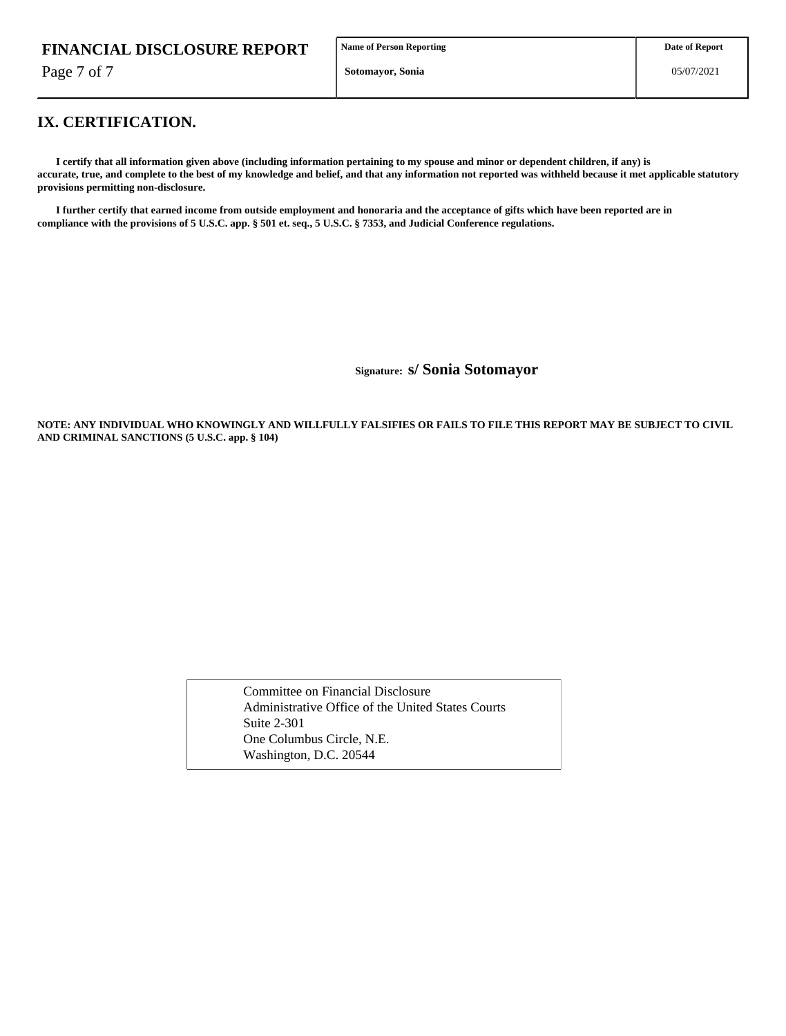## IX. CERTIFICATION.

**I certify that all information given above (including information pertaining to my spouse and minor or dependent children, if any) is accurate, true, and complete to the best of my knowledge and belief, and that any information not reported was withheld because it met applicable statutory provisions permitting non-disclosure.**

**I further certify that earned income from outside employment and honoraria and the acceptance of gifts which have been reported are in compliance with the provisions of 5 U.S.C. app. § 501 et. seq., 5 U.S.C. § 7353, and Judicial Conference regulations.**

Signature: **s/ Sonia Sotomayor**

**NOTE: ANY INDIVIDUAL WHO KNOWINGLY AND WILLFULLY FALSIFIES OR FAILS TO FILE THIS REPORT MAY BE SUBJECT TO CIVIL AND CRIMINAL SANCTIONS (5 U.S.C. app. § 104)**

Committee on Financial Disclosure
Administrative Office of the United States Courts
Suite 2-301
One Columbus Circle, N.E.
Washington, D.C. 20544